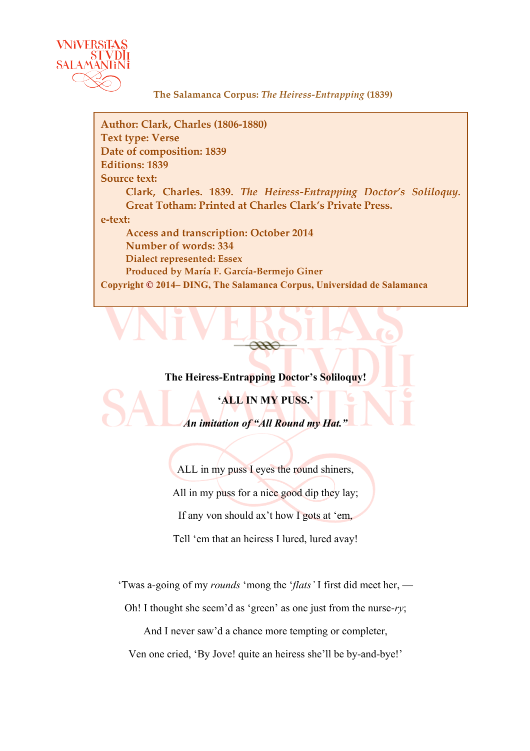The Salamanca Corpus: *The Heiress-Entrapping* (1839)

**Author: Clark, Charles (1806-1880)**
**Text type: Verse**
**Date of composition: 1839**
**Editions: 1839**
**Source text:**
Clark, Charles. 1839. *The Heiress-Entrapping Doctor's Soliloquy.* Great Totham: Printed at Charles Clark's Private Press.
**e-text:**
Access and transcription: October 2014
Number of words: 334
Dialect represented: Essex
Produced by María F. García-Bermejo Giner
**Copyright © 2014– DING, The Salamanca Corpus, Universidad de Salamanca**

## The Heiress-Entrapping Doctor's Soliloquy!

### 'ALL IN MY PUSS.'

*An imitation of "All Round my Hat."*

ALL in my puss I eyes the round shiners,
All in my puss for a nice good dip they lay;
If any von should ax't how I gots at 'em,
Tell 'em that an heiress I lured, lured avay!

'Twas a-going of my *rounds* 'mong the '*flats'* I first did meet her, —
Oh! I thought she seem'd as 'green' as one just from the nurse-*ry*;
And I never saw'd a chance more tempting or completer,
Ven one cried, 'By Jove! quite an heiress she'll be by-and-bye!'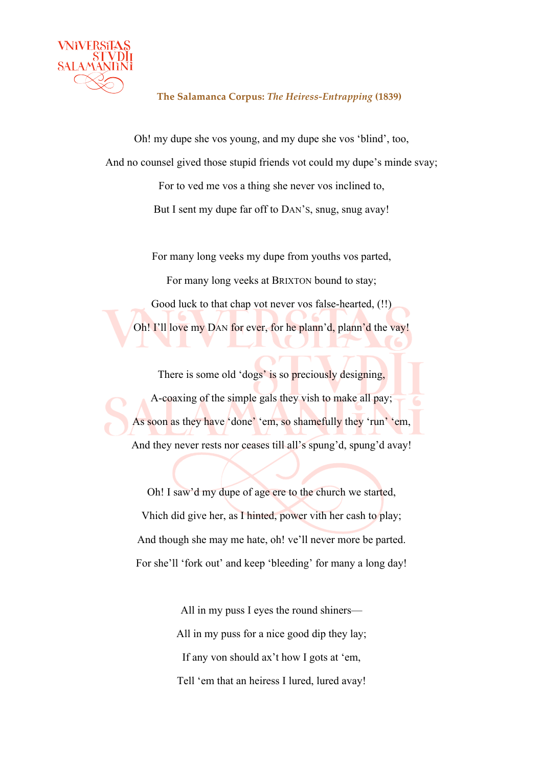Oh! my dupe she vos young, and my dupe she vos 'blind', too,

And no counsel gived those stupid friends vot could my dupe's minde svay;

For to ved me vos a thing she never vos inclined to,

But I sent my dupe far off to DAN'S, snug, snug avay!

For many long veeks my dupe from youths vos parted,

For many long veeks at BRIXTON bound to stay;

Good luck to that chap vot never vos false-hearted, (!!)

Oh! I'll love my DAN for ever, for he plann'd, plann'd the vay!

There is some old 'dogs' is so preciously designing,

A-coaxing of the simple gals they vish to make all pay;

As soon as they have 'done' 'em, so shamefully they 'run' 'em,

And they never rests nor ceases till all's spung'd, spung'd avay!

Oh! I saw'd my dupe of age ere to the church we started,

Vhich did give her, as I hinted, power vith her cash to play;

And though she may me hate, oh! ve'll never more be parted.

For she'll 'fork out' and keep 'bleeding' for many a long day!

All in my puss I eyes the round shiners—

All in my puss for a nice good dip they lay;

If any von should ax't how I gots at 'em,

Tell 'em that an heiress I lured, lured avay!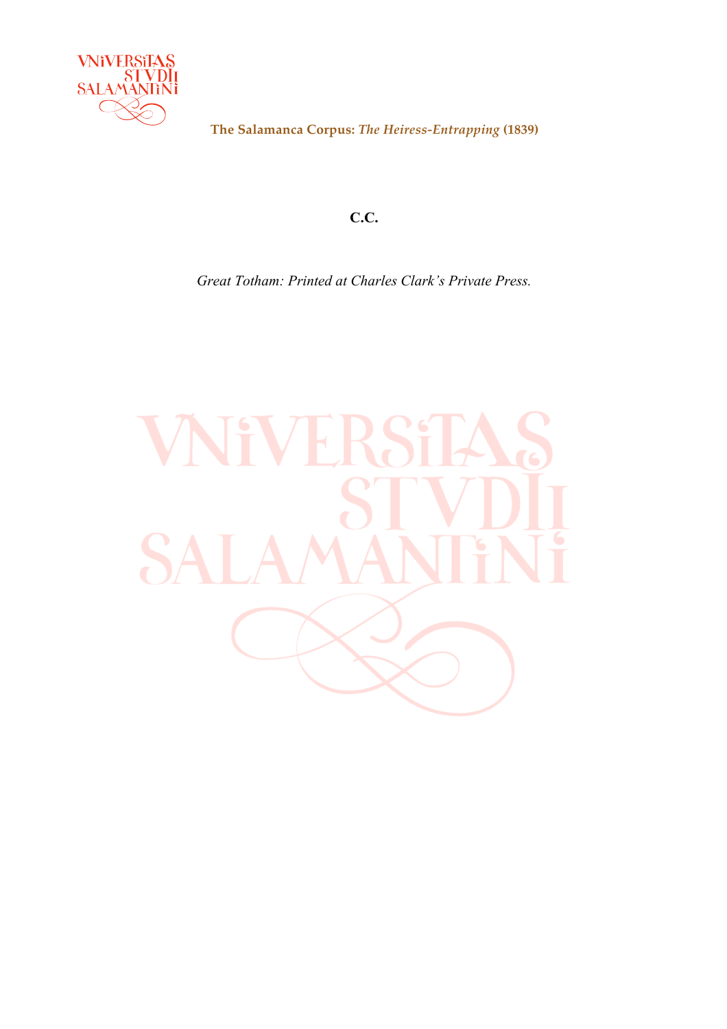**C.C.**

*Great Totham: Printed at Charles Clark's Private Press.*